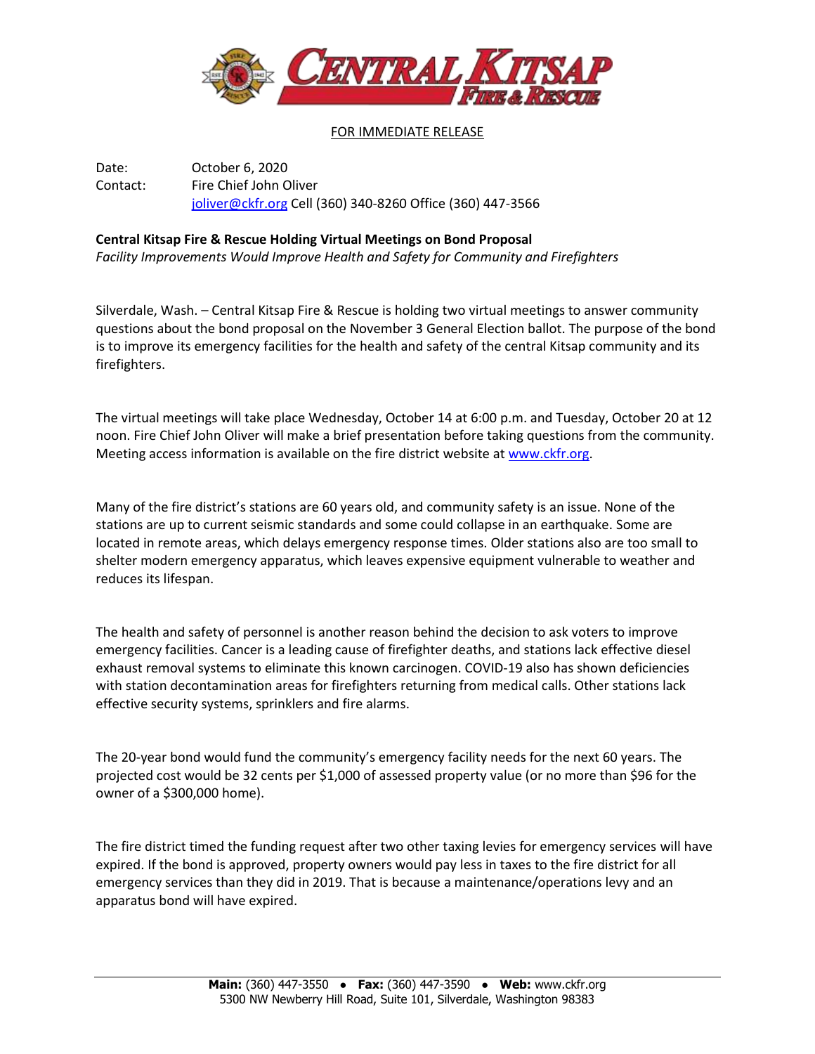FOR IMMEDIATE RELEASE

Date: October 6, 2020

Contact: Fire Chief John Oliver
joliver@ckfr.org Cell (360) 340-8260 Office (360) 447-3566

**Central Kitsap Fire & Rescue Holding Virtual Meetings on Bond Proposal**

*Facility Improvements Would Improve Health and Safety for Community and Firefighters*

Silverdale, Wash. – Central Kitsap Fire & Rescue is holding two virtual meetings to answer community questions about the bond proposal on the November 3 General Election ballot. The purpose of the bond is to improve its emergency facilities for the health and safety of the central Kitsap community and its firefighters.

The virtual meetings will take place Wednesday, October 14 at 6:00 p.m. and Tuesday, October 20 at 12 noon. Fire Chief John Oliver will make a brief presentation before taking questions from the community. Meeting access information is available on the fire district website at www.ckfr.org.

Many of the fire district's stations are 60 years old, and community safety is an issue. None of the stations are up to current seismic standards and some could collapse in an earthquake. Some are located in remote areas, which delays emergency response times. Older stations also are too small to shelter modern emergency apparatus, which leaves expensive equipment vulnerable to weather and reduces its lifespan.

The health and safety of personnel is another reason behind the decision to ask voters to improve emergency facilities. Cancer is a leading cause of firefighter deaths, and stations lack effective diesel exhaust removal systems to eliminate this known carcinogen. COVID-19 also has shown deficiencies with station decontamination areas for firefighters returning from medical calls. Other stations lack effective security systems, sprinklers and fire alarms.

The 20-year bond would fund the community's emergency facility needs for the next 60 years. The projected cost would be 32 cents per $1,000 of assessed property value (or no more than $96 for the owner of a $300,000 home).

The fire district timed the funding request after two other taxing levies for emergency services will have expired. If the bond is approved, property owners would pay less in taxes to the fire district for all emergency services than they did in 2019. That is because a maintenance/operations levy and an apparatus bond will have expired.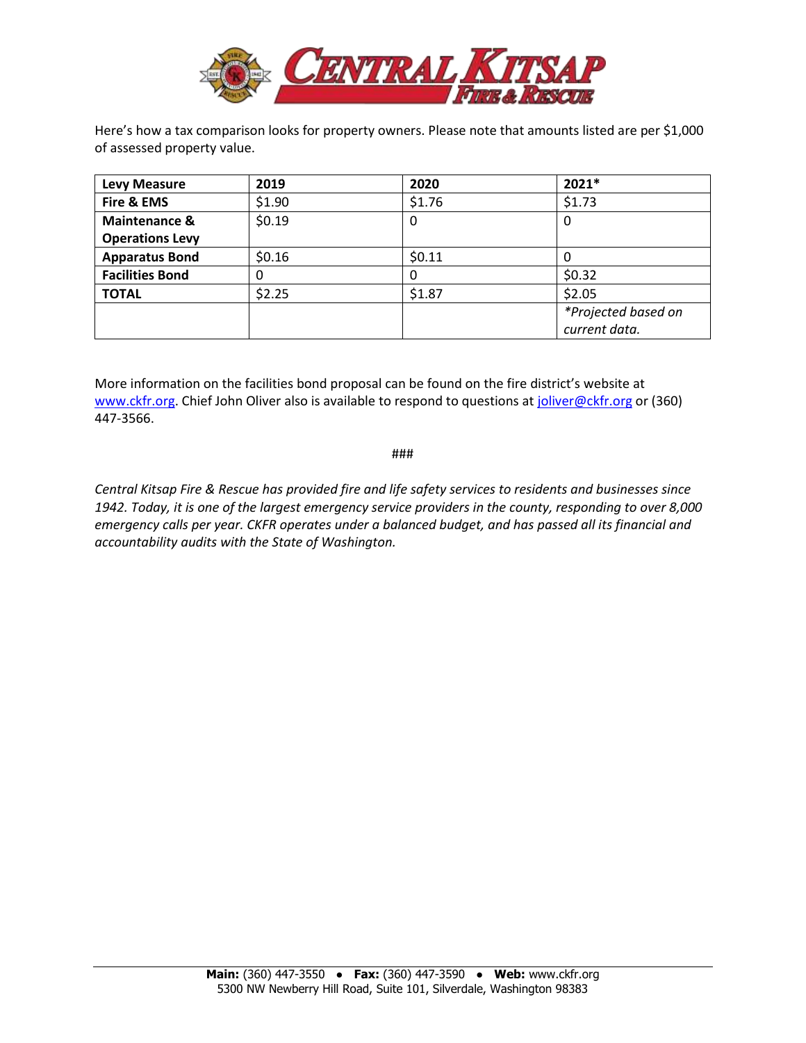Here's how a tax comparison looks for property owners. Please note that amounts listed are per $1,000 of assessed property value.

| Levy Measure | 2019 | 2020 | 2021* |
|---|---|---|---|
| Fire & EMS | $1.90 | $1.76 | $1.73 |
| Maintenance & Operations Levy | $0.19 | 0 | 0 |
| Apparatus Bond | $0.16 | $0.11 | 0 |
| Facilities Bond | 0 | 0 | $0.32 |
| TOTAL | $2.25 | $1.87 | $2.05 |
| | | | *Projected based on current data.* |

More information on the facilities bond proposal can be found on the fire district's website at [www.ckfr.org](http://www.ckfr.org). Chief John Oliver also is available to respond to questions at [joliver@ckfr.org](mailto:joliver@ckfr.org) or (360) 447-3566.

###

*Central Kitsap Fire & Rescue has provided fire and life safety services to residents and businesses since 1942. Today, it is one of the largest emergency service providers in the county, responding to over 8,000 emergency calls per year. CKFR operates under a balanced budget, and has passed all its financial and accountability audits with the State of Washington.*